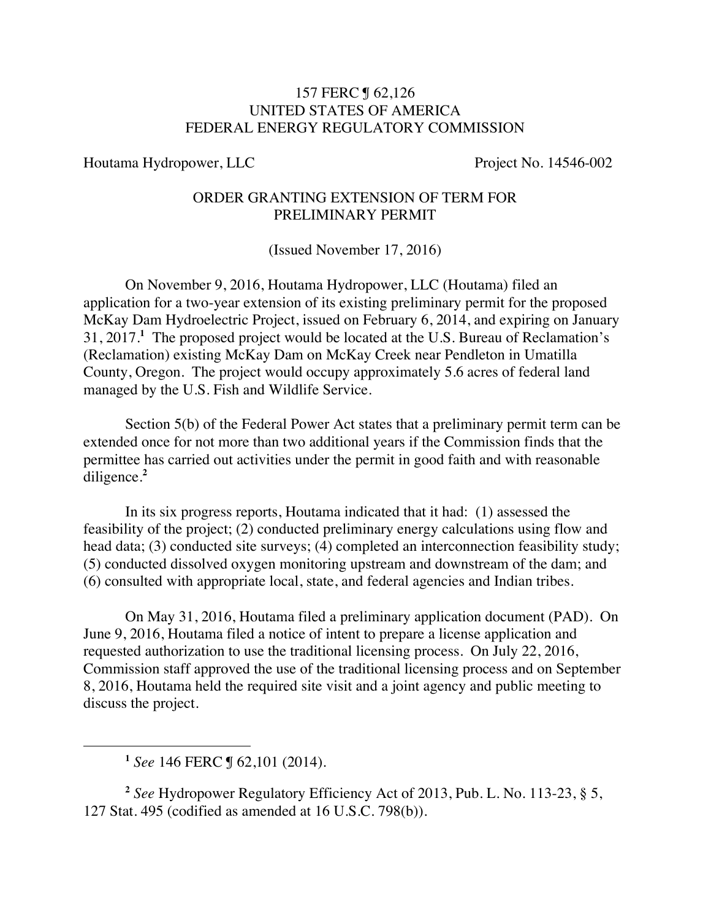157 FERC ¶ 62,126
UNITED STATES OF AMERICA
FEDERAL ENERGY REGULATORY COMMISSION

Houtama Hydropower, LLC Project No. 14546-002

## ORDER GRANTING EXTENSION OF TERM FOR PRELIMINARY PERMIT

(Issued November 17, 2016)

On November 9, 2016, Houtama Hydropower, LLC (Houtama) filed an application for a two-year extension of its existing preliminary permit for the proposed McKay Dam Hydroelectric Project, issued on February 6, 2014, and expiring on January 31, 2017.[1] The proposed project would be located at the U.S. Bureau of Reclamation's (Reclamation) existing McKay Dam on McKay Creek near Pendleton in Umatilla County, Oregon. The project would occupy approximately 5.6 acres of federal land managed by the U.S. Fish and Wildlife Service.

Section 5(b) of the Federal Power Act states that a preliminary permit term can be extended once for not more than two additional years if the Commission finds that the permittee has carried out activities under the permit in good faith and with reasonable diligence.[2]

In its six progress reports, Houtama indicated that it had: (1) assessed the feasibility of the project; (2) conducted preliminary energy calculations using flow and head data; (3) conducted site surveys; (4) completed an interconnection feasibility study; (5) conducted dissolved oxygen monitoring upstream and downstream of the dam; and (6) consulted with appropriate local, state, and federal agencies and Indian tribes.

On May 31, 2016, Houtama filed a preliminary application document (PAD). On June 9, 2016, Houtama filed a notice of intent to prepare a license application and requested authorization to use the traditional licensing process. On July 22, 2016, Commission staff approved the use of the traditional licensing process and on September 8, 2016, Houtama held the required site visit and a joint agency and public meeting to discuss the project.

---

[1] *See* 146 FERC ¶ 62,101 (2014).

[2] *See* Hydropower Regulatory Efficiency Act of 2013, Pub. L. No. 113-23, § 5, 127 Stat. 495 (codified as amended at 16 U.S.C. 798(b)).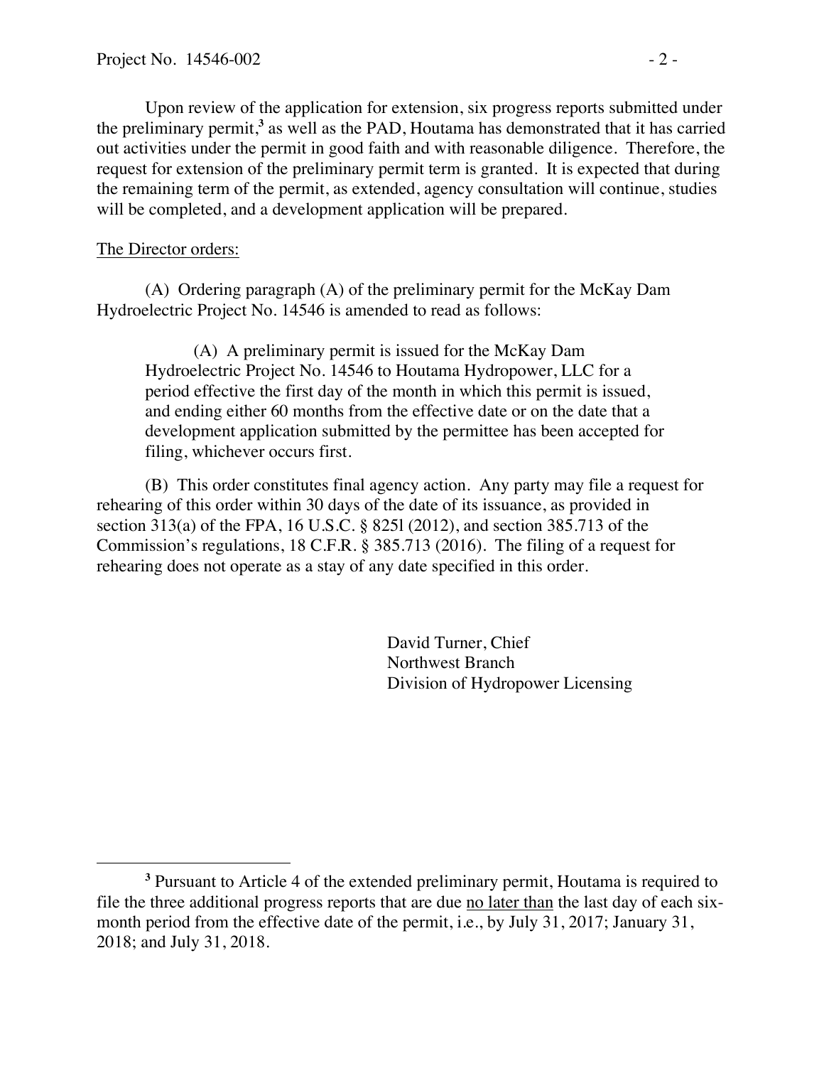Upon review of the application for extension, six progress reports submitted under the preliminary permit,[3] as well as the PAD, Houtama has demonstrated that it has carried out activities under the permit in good faith and with reasonable diligence. Therefore, the request for extension of the preliminary permit term is granted. It is expected that during the remaining term of the permit, as extended, agency consultation will continue, studies will be completed, and a development application will be prepared.

The Director orders:

(A) Ordering paragraph (A) of the preliminary permit for the McKay Dam Hydroelectric Project No. 14546 is amended to read as follows:

> (A) A preliminary permit is issued for the McKay Dam Hydroelectric Project No. 14546 to Houtama Hydropower, LLC for a period effective the first day of the month in which this permit is issued, and ending either 60 months from the effective date or on the date that a development application submitted by the permittee has been accepted for filing, whichever occurs first.

(B) This order constitutes final agency action. Any party may file a request for rehearing of this order within 30 days of the date of its issuance, as provided in section 313(a) of the FPA, 16 U.S.C. § 825l (2012), and section 385.713 of the Commission's regulations, 18 C.F.R. § 385.713 (2016). The filing of a request for rehearing does not operate as a stay of any date specified in this order.

David Turner, Chief
Northwest Branch
Division of Hydropower Licensing

---

[3] Pursuant to Article 4 of the extended preliminary permit, Houtama is required to file the three additional progress reports that are due no later than the last day of each six-month period from the effective date of the permit, i.e., by July 31, 2017; January 31, 2018; and July 31, 2018.